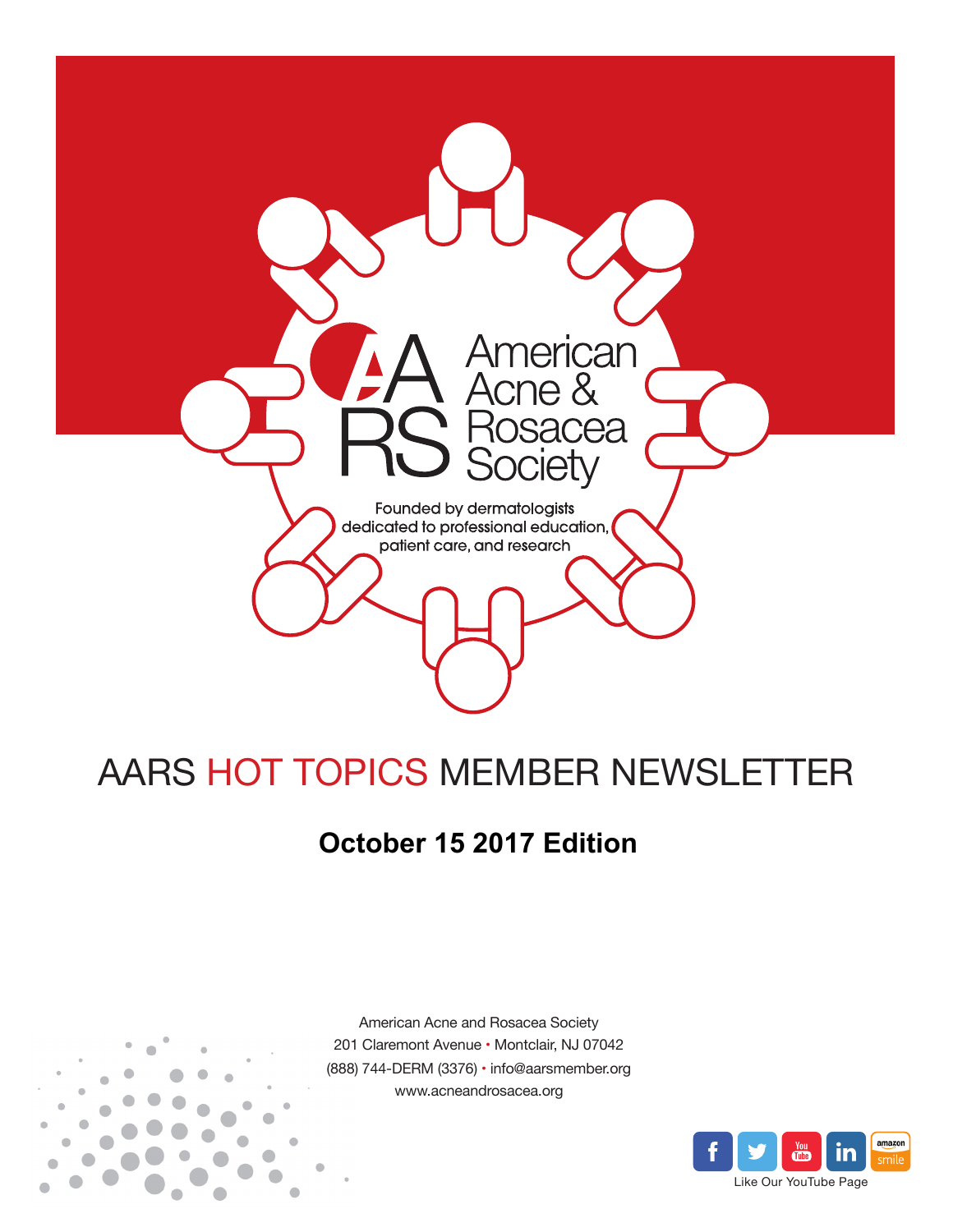American Acne & Rosacea Society

Founded by dermatologists dedicated to professional education, patient care, and research

# AARS HOT TOPICS MEMBER NEWSLETTER

## October 15 2017 Edition

American Acne and Rosacea Society
201 Claremont Avenue • Montclair, NJ 07042
(888) 744-DERM (3376) • info@aarsmember.org
www.acneandrosacea.org

Like Our YouTube Page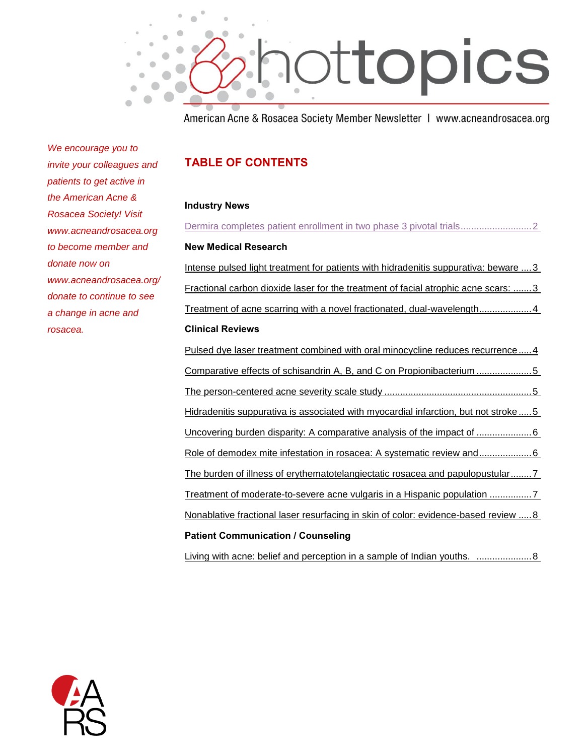# hottopics

American Acne & Rosacea Society Member Newsletter | www.acneandrosacea.org

*We encourage you to invite your colleagues and patients to get active in the American Acne & Rosacea Society! Visit www.acneandrosacea.org to become member and donate now on www.acneandrosacea.org/donate to continue to see a change in acne and rosacea.*

## TABLE OF CONTENTS

**Industry News**

Dermira completes patient enrollment in two phase 3 pivotal trials ........................... 2

**New Medical Research**

Intense pulsed light treatment for patients with hidradenitis suppurativa: beware .... 3

Fractional carbon dioxide laser for the treatment of facial atrophic acne scars: ....... 3

Treatment of acne scarring with a novel fractionated, dual-wavelength.................... 4

**Clinical Reviews**

Pulsed dye laser treatment combined with oral minocycline reduces recurrence ..... 4

Comparative effects of schisandrin A, B, and C on Propionibacterium ..................... 5

The person-centered acne severity scale study ........................................................ 5

Hidradenitis suppurativa is associated with myocardial infarction, but not stroke ..... 5

Uncovering burden disparity: A comparative analysis of the impact of ..................... 6

Role of demodex mite infestation in rosacea: A systematic review and.................... 6

The burden of illness of erythematotelangiectatic rosacea and papulopustular........ 7

Treatment of moderate-to-severe acne vulgaris in a Hispanic population ................ 7

Nonablative fractional laser resurfacing in skin of color: evidence-based review ..... 8

**Patient Communication / Counseling**

Living with acne: belief and perception in a sample of Indian youths. ..................... 8

AARS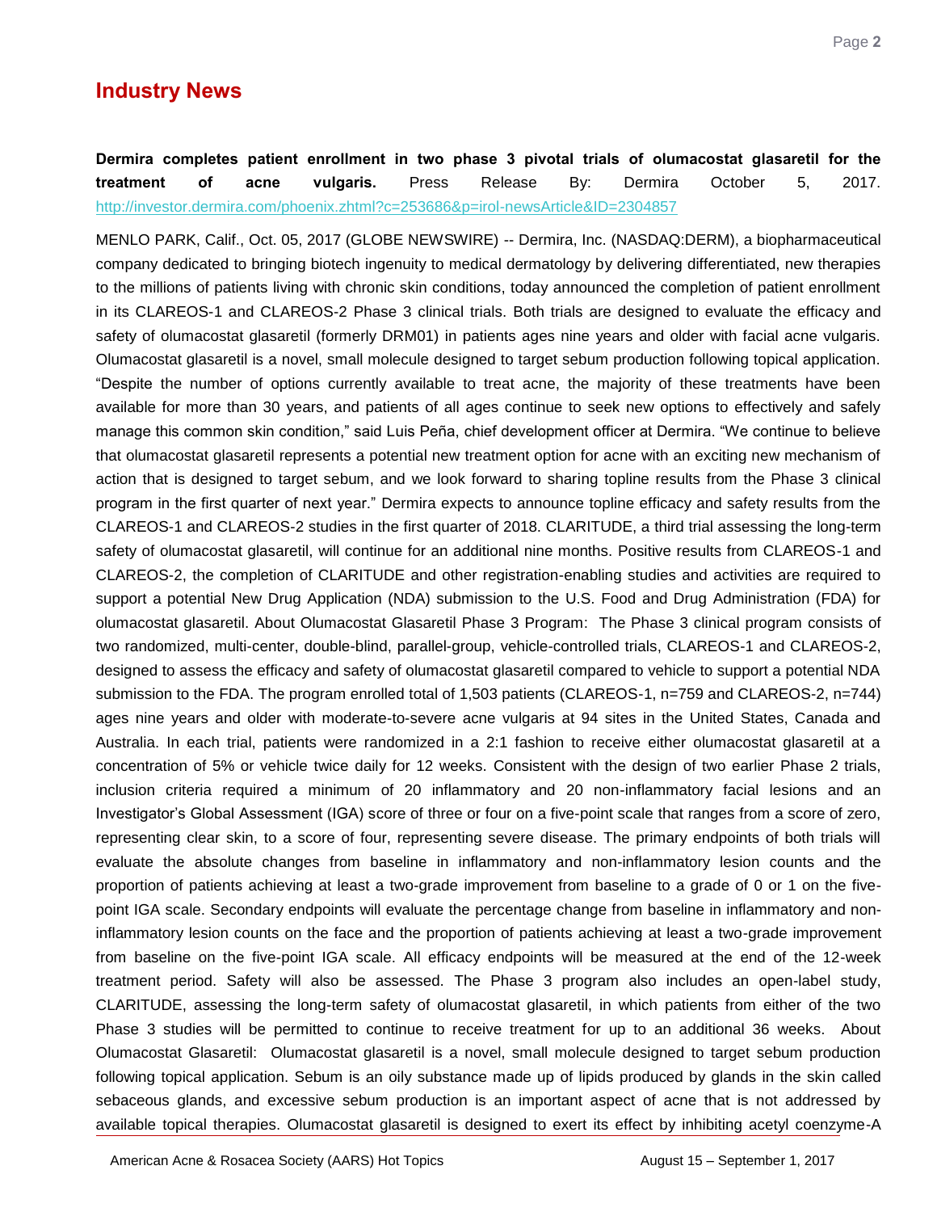## Industry News

**Dermira completes patient enrollment in two phase 3 pivotal trials of olumacostat glasaretil for the treatment of acne vulgaris.** Press Release By: Dermira October 5, 2017. http://investor.dermira.com/phoenix.zhtml?c=253686&p=irol-newsArticle&ID=2304857

MENLO PARK, Calif., Oct. 05, 2017 (GLOBE NEWSWIRE) -- Dermira, Inc. (NASDAQ:DERM), a biopharmaceutical company dedicated to bringing biotech ingenuity to medical dermatology by delivering differentiated, new therapies to the millions of patients living with chronic skin conditions, today announced the completion of patient enrollment in its CLAREOS-1 and CLAREOS-2 Phase 3 clinical trials. Both trials are designed to evaluate the efficacy and safety of olumacostat glasaretil (formerly DRM01) in patients ages nine years and older with facial acne vulgaris. Olumacostat glasaretil is a novel, small molecule designed to target sebum production following topical application. "Despite the number of options currently available to treat acne, the majority of these treatments have been available for more than 30 years, and patients of all ages continue to seek new options to effectively and safely manage this common skin condition," said Luis Peña, chief development officer at Dermira. "We continue to believe that olumacostat glasaretil represents a potential new treatment option for acne with an exciting new mechanism of action that is designed to target sebum, and we look forward to sharing topline results from the Phase 3 clinical program in the first quarter of next year." Dermira expects to announce topline efficacy and safety results from the CLAREOS-1 and CLAREOS-2 studies in the first quarter of 2018. CLARITUDE, a third trial assessing the long-term safety of olumacostat glasaretil, will continue for an additional nine months. Positive results from CLAREOS-1 and CLAREOS-2, the completion of CLARITUDE and other registration-enabling studies and activities are required to support a potential New Drug Application (NDA) submission to the U.S. Food and Drug Administration (FDA) for olumacostat glasaretil. About Olumacostat Glasaretil Phase 3 Program: The Phase 3 clinical program consists of two randomized, multi-center, double-blind, parallel-group, vehicle-controlled trials, CLAREOS-1 and CLAREOS-2, designed to assess the efficacy and safety of olumacostat glasaretil compared to vehicle to support a potential NDA submission to the FDA. The program enrolled total of 1,503 patients (CLAREOS-1, n=759 and CLAREOS-2, n=744) ages nine years and older with moderate-to-severe acne vulgaris at 94 sites in the United States, Canada and Australia. In each trial, patients were randomized in a 2:1 fashion to receive either olumacostat glasaretil at a concentration of 5% or vehicle twice daily for 12 weeks. Consistent with the design of two earlier Phase 2 trials, inclusion criteria required a minimum of 20 inflammatory and 20 non-inflammatory facial lesions and an Investigator's Global Assessment (IGA) score of three or four on a five-point scale that ranges from a score of zero, representing clear skin, to a score of four, representing severe disease. The primary endpoints of both trials will evaluate the absolute changes from baseline in inflammatory and non-inflammatory lesion counts and the proportion of patients achieving at least a two-grade improvement from baseline to a grade of 0 or 1 on the five-point IGA scale. Secondary endpoints will evaluate the percentage change from baseline in inflammatory and non-inflammatory lesion counts on the face and the proportion of patients achieving at least a two-grade improvement from baseline on the five-point IGA scale. All efficacy endpoints will be measured at the end of the 12-week treatment period. Safety will also be assessed. The Phase 3 program also includes an open-label study, CLARITUDE, assessing the long-term safety of olumacostat glasaretil, in which patients from either of the two Phase 3 studies will be permitted to continue to receive treatment for up to an additional 36 weeks. About Olumacostat Glasaretil: Olumacostat glasaretil is a novel, small molecule designed to target sebum production following topical application. Sebum is an oily substance made up of lipids produced by glands in the skin called sebaceous glands, and excessive sebum production is an important aspect of acne that is not addressed by available topical therapies. Olumacostat glasaretil is designed to exert its effect by inhibiting acetyl coenzyme-A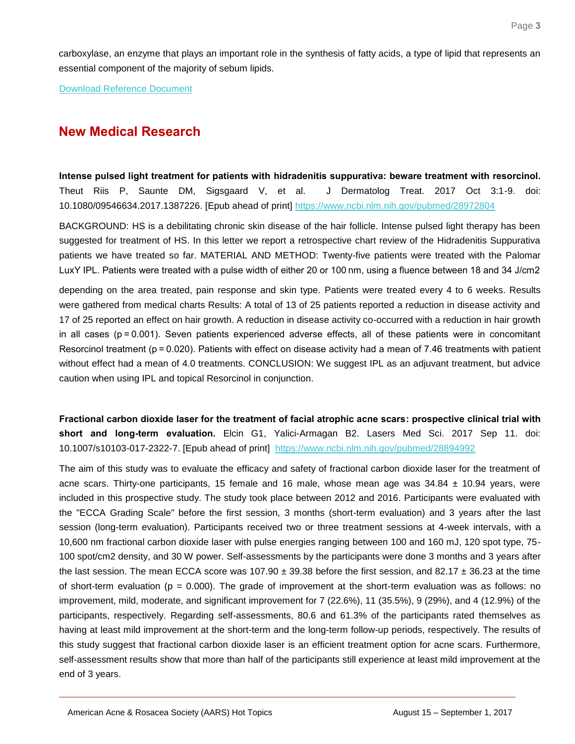carboxylase, an enzyme that plays an important role in the synthesis of fatty acids, a type of lipid that represents an essential component of the majority of sebum lipids.

[Download Reference Document]

## New Medical Research

**Intense pulsed light treatment for patients with hidradenitis suppurativa: beware treatment with resorcinol.** Theut Riis P, Saunte DM, Sigsgaard V, et al. J Dermatolog Treat. 2017 Oct 3:1-9. doi: 10.1080/09546634.2017.1387226. [Epub ahead of print] https://www.ncbi.nlm.nih.gov/pubmed/28972804

BACKGROUND: HS is a debilitating chronic skin disease of the hair follicle. Intense pulsed light therapy has been suggested for treatment of HS. In this letter we report a retrospective chart review of the Hidradenitis Suppurativa patients we have treated so far. MATERIAL AND METHOD: Twenty-five patients were treated with the Palomar LuxY IPL. Patients were treated with a pulse width of either 20 or 100 nm, using a fluence between 18 and 34 J/cm2 depending on the area treated, pain response and skin type. Patients were treated every 4 to 6 weeks. Results were gathered from medical charts Results: A total of 13 of 25 patients reported a reduction in disease activity and 17 of 25 reported an effect on hair growth. A reduction in disease activity co-occurred with a reduction in hair growth in all cases ($p = 0.001$). Seven patients experienced adverse effects, all of these patients were in concomitant Resorcinol treatment ($p = 0.020$). Patients with effect on disease activity had a mean of 7.46 treatments with patient without effect had a mean of 4.0 treatments. CONCLUSION: We suggest IPL as an adjuvant treatment, but advice caution when using IPL and topical Resorcinol in conjunction.

**Fractional carbon dioxide laser for the treatment of facial atrophic acne scars: prospective clinical trial with short and long-term evaluation.** Elcin G1, Yalici-Armagan B2. Lasers Med Sci. 2017 Sep 11. doi: 10.1007/s10103-017-2322-7. [Epub ahead of print] https://www.ncbi.nlm.nih.gov/pubmed/28894992

The aim of this study was to evaluate the efficacy and safety of fractional carbon dioxide laser for the treatment of acne scars. Thirty-one participants, 15 female and 16 male, whose mean age was 34.84 ± 10.94 years, were included in this prospective study. The study took place between 2012 and 2016. Participants were evaluated with the "ECCA Grading Scale" before the first session, 3 months (short-term evaluation) and 3 years after the last session (long-term evaluation). Participants received two or three treatment sessions at 4-week intervals, with a 10,600 nm fractional carbon dioxide laser with pulse energies ranging between 100 and 160 mJ, 120 spot type, 75-100 spot/cm2 density, and 30 W power. Self-assessments by the participants were done 3 months and 3 years after the last session. The mean ECCA score was 107.90 ± 39.38 before the first session, and 82.17 ± 36.23 at the time of short-term evaluation ($p = 0.000$). The grade of improvement at the short-term evaluation was as follows: no improvement, mild, moderate, and significant improvement for 7 (22.6%), 11 (35.5%), 9 (29%), and 4 (12.9%) of the participants, respectively. Regarding self-assessments, 80.6 and 61.3% of the participants rated themselves as having at least mild improvement at the short-term and the long-term follow-up periods, respectively. The results of this study suggest that fractional carbon dioxide laser is an efficient treatment option for acne scars. Furthermore, self-assessment results show that more than half of the participants still experience at least mild improvement at the end of 3 years.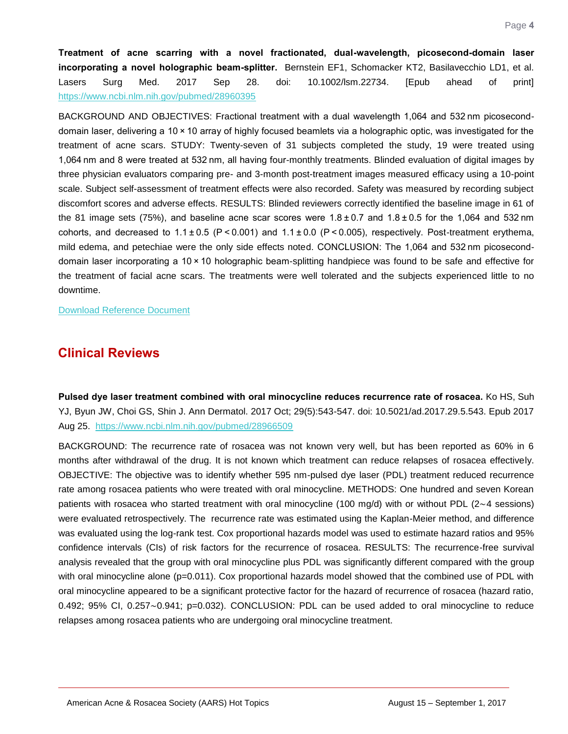**Treatment of acne scarring with a novel fractionated, dual-wavelength, picosecond-domain laser incorporating a novel holographic beam-splitter.** Bernstein EF1, Schomacker KT2, Basilavecchio LD1, et al. Lasers Surg Med. 2017 Sep 28. doi: 10.1002/lsm.22734. [Epub ahead of print] https://www.ncbi.nlm.nih.gov/pubmed/28960395

BACKGROUND AND OBJECTIVES: Fractional treatment with a dual wavelength 1,064 and 532 nm picosecond-domain laser, delivering a 10 × 10 array of highly focused beamlets via a holographic optic, was investigated for the treatment of acne scars. STUDY: Twenty-seven of 31 subjects completed the study, 19 were treated using 1,064 nm and 8 were treated at 532 nm, all having four-monthly treatments. Blinded evaluation of digital images by three physician evaluators comparing pre- and 3-month post-treatment images measured efficacy using a 10-point scale. Subject self-assessment of treatment effects were also recorded. Safety was measured by recording subject discomfort scores and adverse effects. RESULTS: Blinded reviewers correctly identified the baseline image in 61 of the 81 image sets (75%), and baseline acne scar scores were $1.8 \pm 0.7$ and $1.8 \pm 0.5$ for the 1,064 and 532 nm cohorts, and decreased to $1.1 \pm 0.5$ ($P < 0.001$) and $1.1 \pm 0.0$ ($P < 0.005$), respectively. Post-treatment erythema, mild edema, and petechiae were the only side effects noted. CONCLUSION: The 1,064 and 532 nm picosecond-domain laser incorporating a 10 × 10 holographic beam-splitting handpiece was found to be safe and effective for the treatment of facial acne scars. The treatments were well tolerated and the subjects experienced little to no downtime.

Download Reference Document

## Clinical Reviews

**Pulsed dye laser treatment combined with oral minocycline reduces recurrence rate of rosacea.** Ko HS, Suh YJ, Byun JW, Choi GS, Shin J. Ann Dermatol. 2017 Oct; 29(5):543-547. doi: 10.5021/ad.2017.29.5.543. Epub 2017 Aug 25. https://www.ncbi.nlm.nih.gov/pubmed/28966509

BACKGROUND: The recurrence rate of rosacea was not known very well, but has been reported as 60% in 6 months after withdrawal of the drug. It is not known which treatment can reduce relapses of rosacea effectively. OBJECTIVE: The objective was to identify whether 595 nm-pulsed dye laser (PDL) treatment reduced recurrence rate among rosacea patients who were treated with oral minocycline. METHODS: One hundred and seven Korean patients with rosacea who started treatment with oral minocycline (100 mg/d) with or without PDL (2∼4 sessions) were evaluated retrospectively. The recurrence rate was estimated using the Kaplan-Meier method, and difference was evaluated using the log-rank test. Cox proportional hazards model was used to estimate hazard ratios and 95% confidence intervals (CIs) of risk factors for the recurrence of rosacea. RESULTS: The recurrence-free survival analysis revealed that the group with oral minocycline plus PDL was significantly different compared with the group with oral minocycline alone ($p=0.011$). Cox proportional hazards model showed that the combined use of PDL with oral minocycline appeared to be a significant protective factor for the hazard of recurrence of rosacea (hazard ratio, 0.492; 95% CI, 0.257∼0.941; $p=0.032$). CONCLUSION: PDL can be used added to oral minocycline to reduce relapses among rosacea patients who are undergoing oral minocycline treatment.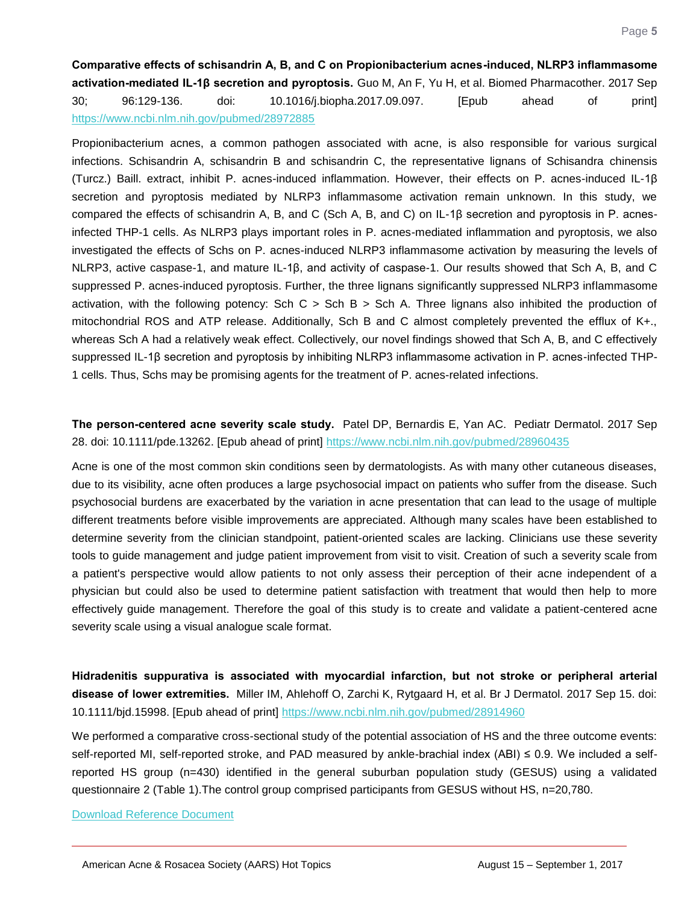**Comparative effects of schisandrin A, B, and C on Propionibacterium acnes-induced, NLRP3 inflammasome activation-mediated IL-1β secretion and pyroptosis.** Guo M, An F, Yu H, et al. Biomed Pharmacother. 2017 Sep 30; 96:129-136. doi: 10.1016/j.biopha.2017.09.097. [Epub ahead of print] https://www.ncbi.nlm.nih.gov/pubmed/28972885

Propionibacterium acnes, a common pathogen associated with acne, is also responsible for various surgical infections. Schisandrin A, schisandrin B and schisandrin C, the representative lignans of Schisandra chinensis (Turcz.) Baill. extract, inhibit P. acnes-induced inflammation. However, their effects on P. acnes-induced IL-1β secretion and pyroptosis mediated by NLRP3 inflammasome activation remain unknown. In this study, we compared the effects of schisandrin A, B, and C (Sch A, B, and C) on IL-1β secretion and pyroptosis in P. acnes-infected THP-1 cells. As NLRP3 plays important roles in P. acnes-mediated inflammation and pyroptosis, we also investigated the effects of Schs on P. acnes-induced NLRP3 inflammasome activation by measuring the levels of NLRP3, active caspase-1, and mature IL-1β, and activity of caspase-1. Our results showed that Sch A, B, and C suppressed P. acnes-induced pyroptosis. Further, the three lignans significantly suppressed NLRP3 inflammasome activation, with the following potency: Sch C > Sch B > Sch A. Three lignans also inhibited the production of mitochondrial ROS and ATP release. Additionally, Sch B and C almost completely prevented the efflux of K+., whereas Sch A had a relatively weak effect. Collectively, our novel findings showed that Sch A, B, and C effectively suppressed IL-1β secretion and pyroptosis by inhibiting NLRP3 inflammasome activation in P. acnes-infected THP-1 cells. Thus, Schs may be promising agents for the treatment of P. acnes-related infections.

**The person-centered acne severity scale study.** Patel DP, Bernardis E, Yan AC. Pediatr Dermatol. 2017 Sep 28. doi: 10.1111/pde.13262. [Epub ahead of print] https://www.ncbi.nlm.nih.gov/pubmed/28960435

Acne is one of the most common skin conditions seen by dermatologists. As with many other cutaneous diseases, due to its visibility, acne often produces a large psychosocial impact on patients who suffer from the disease. Such psychosocial burdens are exacerbated by the variation in acne presentation that can lead to the usage of multiple different treatments before visible improvements are appreciated. Although many scales have been established to determine severity from the clinician standpoint, patient-oriented scales are lacking. Clinicians use these severity tools to guide management and judge patient improvement from visit to visit. Creation of such a severity scale from a patient's perspective would allow patients to not only assess their perception of their acne independent of a physician but could also be used to determine patient satisfaction with treatment that would then help to more effectively guide management. Therefore the goal of this study is to create and validate a patient-centered acne severity scale using a visual analogue scale format.

**Hidradenitis suppurativa is associated with myocardial infarction, but not stroke or peripheral arterial disease of lower extremities.** Miller IM, Ahlehoff O, Zarchi K, Rytgaard H, et al. Br J Dermatol. 2017 Sep 15. doi: 10.1111/bjd.15998. [Epub ahead of print] https://www.ncbi.nlm.nih.gov/pubmed/28914960

We performed a comparative cross-sectional study of the potential association of HS and the three outcome events: self-reported MI, self-reported stroke, and PAD measured by ankle-brachial index (ABI) ≤ 0.9. We included a self-reported HS group (n=430) identified in the general suburban population study (GESUS) using a validated questionnaire 2 (Table 1).The control group comprised participants from GESUS without HS, n=20,780.

Download Reference Document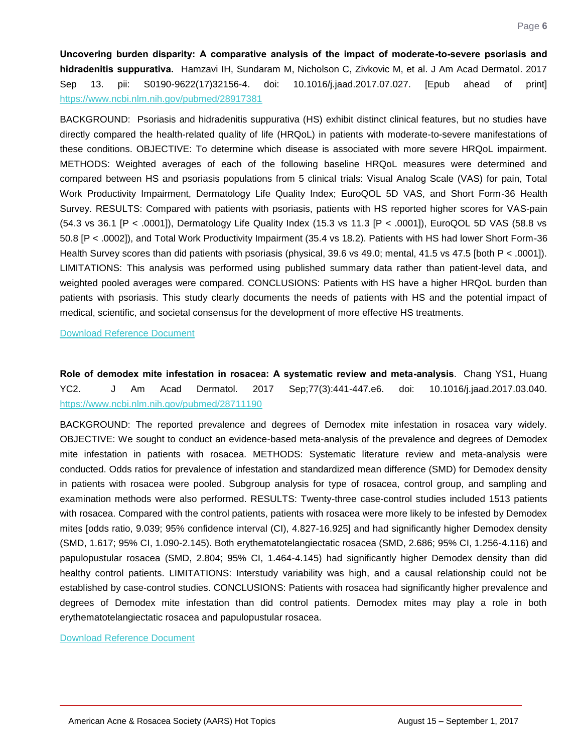**Uncovering burden disparity: A comparative analysis of the impact of moderate-to-severe psoriasis and hidradenitis suppurativa.** Hamzavi IH, Sundaram M, Nicholson C, Zivkovic M, et al. J Am Acad Dermatol. 2017 Sep 13. pii: S0190-9622(17)32156-4. doi: 10.1016/j.jaad.2017.07.027. [Epub ahead of print] https://www.ncbi.nlm.nih.gov/pubmed/28917381

BACKGROUND: Psoriasis and hidradenitis suppurativa (HS) exhibit distinct clinical features, but no studies have directly compared the health-related quality of life (HRQoL) in patients with moderate-to-severe manifestations of these conditions. OBJECTIVE: To determine which disease is associated with more severe HRQoL impairment. METHODS: Weighted averages of each of the following baseline HRQoL measures were determined and compared between HS and psoriasis populations from 5 clinical trials: Visual Analog Scale (VAS) for pain, Total Work Productivity Impairment, Dermatology Life Quality Index; EuroQOL 5D VAS, and Short Form-36 Health Survey. RESULTS: Compared with patients with psoriasis, patients with HS reported higher scores for VAS-pain (54.3 vs 36.1 [$P < .0001$]), Dermatology Life Quality Index (15.3 vs 11.3 [$P < .0001$]), EuroQOL 5D VAS (58.8 vs 50.8 [$P < .0002$]), and Total Work Productivity Impairment (35.4 vs 18.2). Patients with HS had lower Short Form-36 Health Survey scores than did patients with psoriasis (physical, 39.6 vs 49.0; mental, 41.5 vs 47.5 [both $P < .0001$]). LIMITATIONS: This analysis was performed using published summary data rather than patient-level data, and weighted pooled averages were compared. CONCLUSIONS: Patients with HS have a higher HRQoL burden than patients with psoriasis. This study clearly documents the needs of patients with HS and the potential impact of medical, scientific, and societal consensus for the development of more effective HS treatments.

Download Reference Document

**Role of demodex mite infestation in rosacea: A systematic review and meta-analysis**. Chang YS1, Huang YC2. J Am Acad Dermatol. 2017 Sep;77(3):441-447.e6. doi: 10.1016/j.jaad.2017.03.040. https://www.ncbi.nlm.nih.gov/pubmed/28711190

BACKGROUND: The reported prevalence and degrees of Demodex mite infestation in rosacea vary widely. OBJECTIVE: We sought to conduct an evidence-based meta-analysis of the prevalence and degrees of Demodex mite infestation in patients with rosacea. METHODS: Systematic literature review and meta-analysis were conducted. Odds ratios for prevalence of infestation and standardized mean difference (SMD) for Demodex density in patients with rosacea were pooled. Subgroup analysis for type of rosacea, control group, and sampling and examination methods were also performed. RESULTS: Twenty-three case-control studies included 1513 patients with rosacea. Compared with the control patients, patients with rosacea were more likely to be infested by Demodex mites [odds ratio, 9.039; 95% confidence interval (CI), 4.827-16.925] and had significantly higher Demodex density (SMD, 1.617; 95% CI, 1.090-2.145). Both erythematotelangiectatic rosacea (SMD, 2.686; 95% CI, 1.256-4.116) and papulopustular rosacea (SMD, 2.804; 95% CI, 1.464-4.145) had significantly higher Demodex density than did healthy control patients. LIMITATIONS: Interstudy variability was high, and a causal relationship could not be established by case-control studies. CONCLUSIONS: Patients with rosacea had significantly higher prevalence and degrees of Demodex mite infestation than did control patients. Demodex mites may play a role in both erythematotelangiectatic rosacea and papulopustular rosacea.

Download Reference Document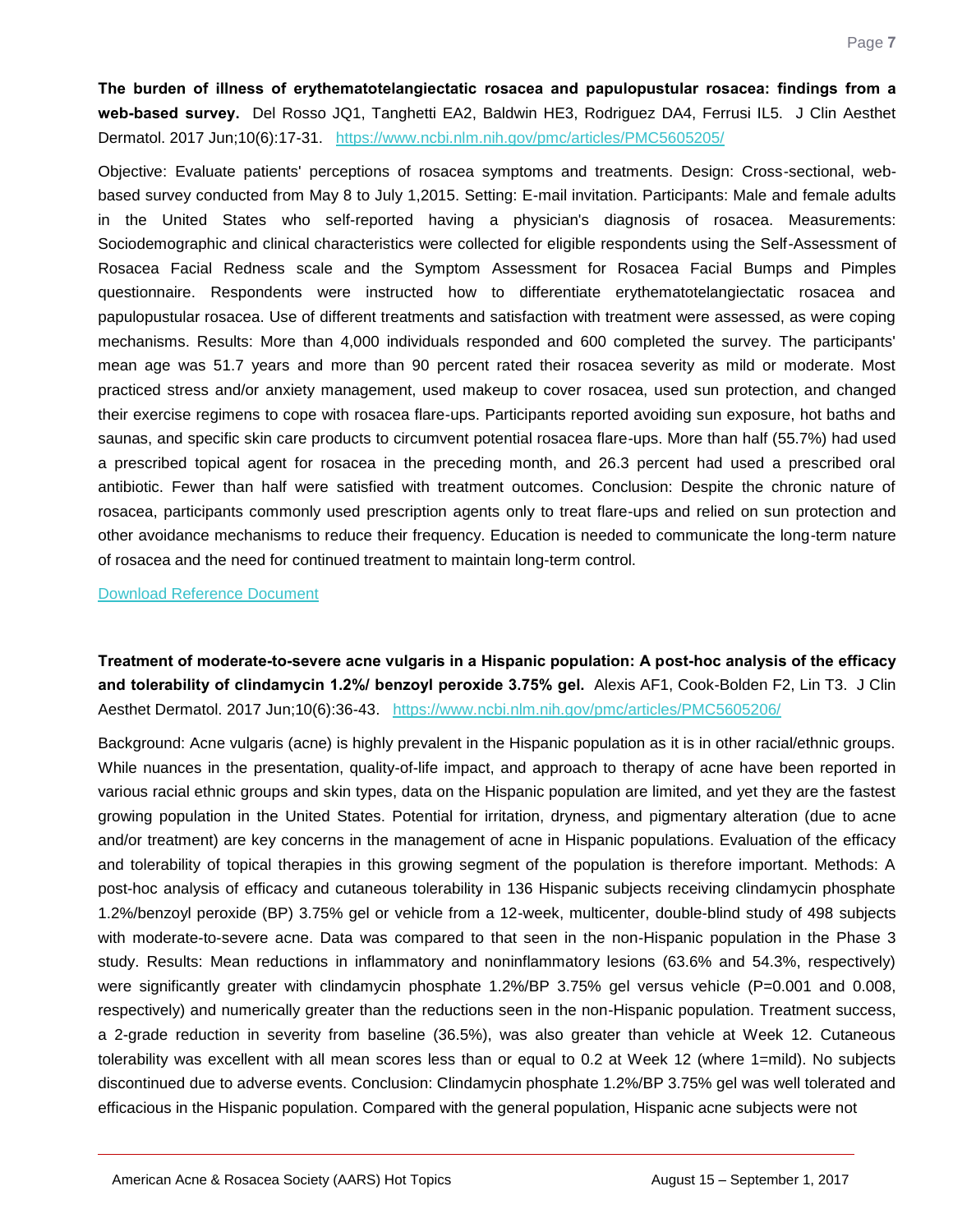**The burden of illness of erythematotelangiectatic rosacea and papulopustular rosacea: findings from a web-based survey.** Del Rosso JQ1, Tanghetti EA2, Baldwin HE3, Rodriguez DA4, Ferrusi IL5. J Clin Aesthet Dermatol. 2017 Jun;10(6):17-31. https://www.ncbi.nlm.nih.gov/pmc/articles/PMC5605205/

Objective: Evaluate patients' perceptions of rosacea symptoms and treatments. Design: Cross-sectional, web-based survey conducted from May 8 to July 1,2015. Setting: E-mail invitation. Participants: Male and female adults in the United States who self-reported having a physician's diagnosis of rosacea. Measurements: Sociodemographic and clinical characteristics were collected for eligible respondents using the Self-Assessment of Rosacea Facial Redness scale and the Symptom Assessment for Rosacea Facial Bumps and Pimples questionnaire. Respondents were instructed how to differentiate erythematotelangiectatic rosacea and papulopustular rosacea. Use of different treatments and satisfaction with treatment were assessed, as were coping mechanisms. Results: More than 4,000 individuals responded and 600 completed the survey. The participants' mean age was 51.7 years and more than 90 percent rated their rosacea severity as mild or moderate. Most practiced stress and/or anxiety management, used makeup to cover rosacea, used sun protection, and changed their exercise regimens to cope with rosacea flare-ups. Participants reported avoiding sun exposure, hot baths and saunas, and specific skin care products to circumvent potential rosacea flare-ups. More than half (55.7%) had used a prescribed topical agent for rosacea in the preceding month, and 26.3 percent had used a prescribed oral antibiotic. Fewer than half were satisfied with treatment outcomes. Conclusion: Despite the chronic nature of rosacea, participants commonly used prescription agents only to treat flare-ups and relied on sun protection and other avoidance mechanisms to reduce their frequency. Education is needed to communicate the long-term nature of rosacea and the need for continued treatment to maintain long-term control.

Download Reference Document

**Treatment of moderate-to-severe acne vulgaris in a Hispanic population: A post-hoc analysis of the efficacy and tolerability of clindamycin 1.2%/ benzoyl peroxide 3.75% gel.** Alexis AF1, Cook-Bolden F2, Lin T3. J Clin Aesthet Dermatol. 2017 Jun;10(6):36-43. https://www.ncbi.nlm.nih.gov/pmc/articles/PMC5605206/

Background: Acne vulgaris (acne) is highly prevalent in the Hispanic population as it is in other racial/ethnic groups. While nuances in the presentation, quality-of-life impact, and approach to therapy of acne have been reported in various racial ethnic groups and skin types, data on the Hispanic population are limited, and yet they are the fastest growing population in the United States. Potential for irritation, dryness, and pigmentary alteration (due to acne and/or treatment) are key concerns in the management of acne in Hispanic populations. Evaluation of the efficacy and tolerability of topical therapies in this growing segment of the population is therefore important. Methods: A post-hoc analysis of efficacy and cutaneous tolerability in 136 Hispanic subjects receiving clindamycin phosphate 1.2%/benzoyl peroxide (BP) 3.75% gel or vehicle from a 12-week, multicenter, double-blind study of 498 subjects with moderate-to-severe acne. Data was compared to that seen in the non-Hispanic population in the Phase 3 study. Results: Mean reductions in inflammatory and noninflammatory lesions (63.6% and 54.3%, respectively) were significantly greater with clindamycin phosphate 1.2%/BP 3.75% gel versus vehicle ($P$=0.001 and 0.008, respectively) and numerically greater than the reductions seen in the non-Hispanic population. Treatment success, a 2-grade reduction in severity from baseline (36.5%), was also greater than vehicle at Week 12. Cutaneous tolerability was excellent with all mean scores less than or equal to 0.2 at Week 12 (where 1=mild). No subjects discontinued due to adverse events. Conclusion: Clindamycin phosphate 1.2%/BP 3.75% gel was well tolerated and efficacious in the Hispanic population. Compared with the general population, Hispanic acne subjects were not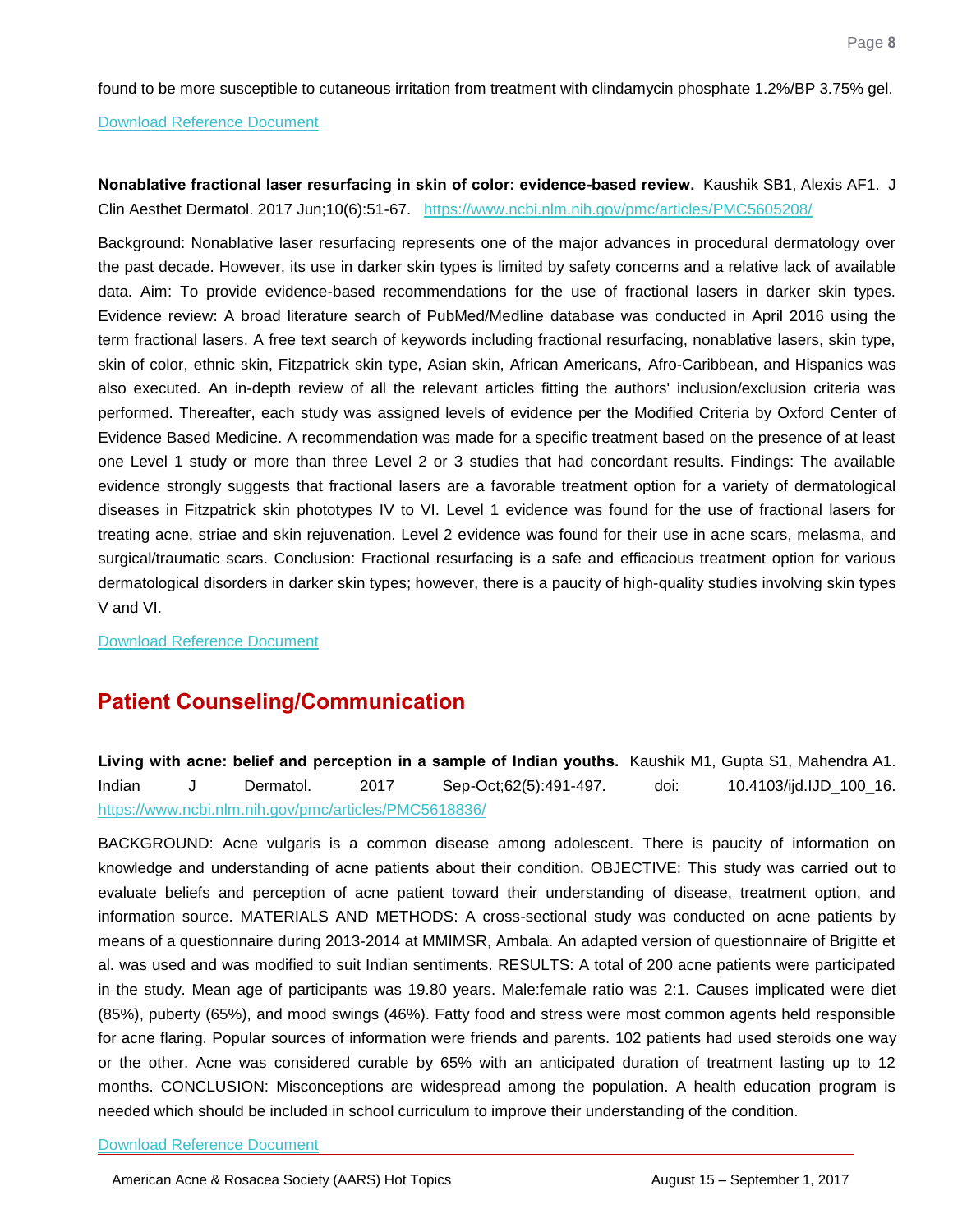found to be more susceptible to cutaneous irritation from treatment with clindamycin phosphate 1.2%/BP 3.75% gel.

[Download Reference Document]

**Nonablative fractional laser resurfacing in skin of color: evidence-based review.** Kaushik SB1, Alexis AF1. J Clin Aesthet Dermatol. 2017 Jun;10(6):51-67. https://www.ncbi.nlm.nih.gov/pmc/articles/PMC5605208/

Background: Nonablative laser resurfacing represents one of the major advances in procedural dermatology over the past decade. However, its use in darker skin types is limited by safety concerns and a relative lack of available data. Aim: To provide evidence-based recommendations for the use of fractional lasers in darker skin types. Evidence review: A broad literature search of PubMed/Medline database was conducted in April 2016 using the term fractional lasers. A free text search of keywords including fractional resurfacing, nonablative lasers, skin type, skin of color, ethnic skin, Fitzpatrick skin type, Asian skin, African Americans, Afro-Caribbean, and Hispanics was also executed. An in-depth review of all the relevant articles fitting the authors' inclusion/exclusion criteria was performed. Thereafter, each study was assigned levels of evidence per the Modified Criteria by Oxford Center of Evidence Based Medicine. A recommendation was made for a specific treatment based on the presence of at least one Level 1 study or more than three Level 2 or 3 studies that had concordant results. Findings: The available evidence strongly suggests that fractional lasers are a favorable treatment option for a variety of dermatological diseases in Fitzpatrick skin phototypes IV to VI. Level 1 evidence was found for the use of fractional lasers for treating acne, striae and skin rejuvenation. Level 2 evidence was found for their use in acne scars, melasma, and surgical/traumatic scars. Conclusion: Fractional resurfacing is a safe and efficacious treatment option for various dermatological disorders in darker skin types; however, there is a paucity of high-quality studies involving skin types V and VI.

[Download Reference Document]

## Patient Counseling/Communication

**Living with acne: belief and perception in a sample of Indian youths.** Kaushik M1, Gupta S1, Mahendra A1. Indian J Dermatol. 2017 Sep-Oct;62(5):491-497. doi: 10.4103/ijd.IJD_100_16. https://www.ncbi.nlm.nih.gov/pmc/articles/PMC5618836/

BACKGROUND: Acne vulgaris is a common disease among adolescent. There is paucity of information on knowledge and understanding of acne patients about their condition. OBJECTIVE: This study was carried out to evaluate beliefs and perception of acne patient toward their understanding of disease, treatment option, and information source. MATERIALS AND METHODS: A cross-sectional study was conducted on acne patients by means of a questionnaire during 2013-2014 at MMIMSR, Ambala. An adapted version of questionnaire of Brigitte et al. was used and was modified to suit Indian sentiments. RESULTS: A total of 200 acne patients were participated in the study. Mean age of participants was 19.80 years. Male:female ratio was 2:1. Causes implicated were diet (85%), puberty (65%), and mood swings (46%). Fatty food and stress were most common agents held responsible for acne flaring. Popular sources of information were friends and parents. 102 patients had used steroids one way or the other. Acne was considered curable by 65% with an anticipated duration of treatment lasting up to 12 months. CONCLUSION: Misconceptions are widespread among the population. A health education program is needed which should be included in school curriculum to improve their understanding of the condition.

[Download Reference Document]